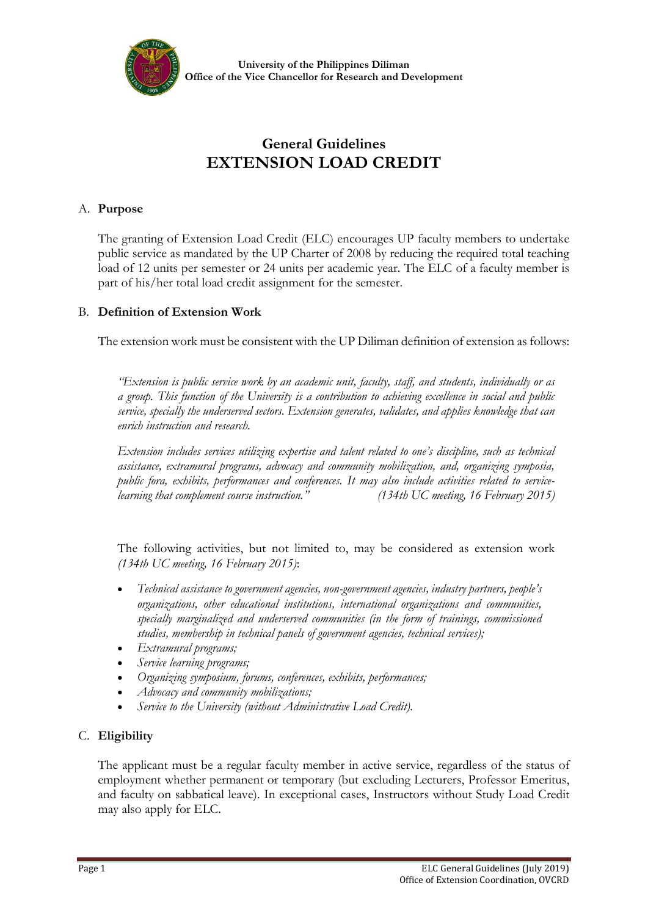University of the Philippines Diliman
Office of the Vice Chancellor for Research and Development

# General Guidelines
# EXTENSION LOAD CREDIT

## A. Purpose

The granting of Extension Load Credit (ELC) encourages UP faculty members to undertake public service as mandated by the UP Charter of 2008 by reducing the required total teaching load of 12 units per semester or 24 units per academic year. The ELC of a faculty member is part of his/her total load credit assignment for the semester.

## B. Definition of Extension Work

The extension work must be consistent with the UP Diliman definition of extension as follows:

*"Extension is public service work by an academic unit, faculty, staff, and students, individually or as a group. This function of the University is a contribution to achieving excellence in social and public service, specially the underserved sectors. Extension generates, validates, and applies knowledge that can enrich instruction and research.*

*Extension includes services utilizing expertise and talent related to one's discipline, such as technical assistance, extramural programs, advocacy and community mobilization, and, organizing symposia, public fora, exhibits, performances and conferences. It may also include activities related to service-learning that complement course instruction." (134th UC meeting, 16 February 2015)*

The following activities, but not limited to, may be considered as extension work *(134th UC meeting, 16 February 2015)*:

- *Technical assistance to government agencies, non-government agencies, industry partners, people's organizations, other educational institutions, international organizations and communities, specially marginalized and underserved communities (in the form of trainings, commissioned studies, membership in technical panels of government agencies, technical services);*
- *Extramural programs;*
- *Service learning programs;*
- *Organizing symposium, forums, conferences, exhibits, performances;*
- *Advocacy and community mobilizations;*
- *Service to the University (without Administrative Load Credit).*

## C. Eligibility

The applicant must be a regular faculty member in active service, regardless of the status of employment whether permanent or temporary (but excluding Lecturers, Professor Emeritus, and faculty on sabbatical leave). In exceptional cases, Instructors without Study Load Credit may also apply for ELC.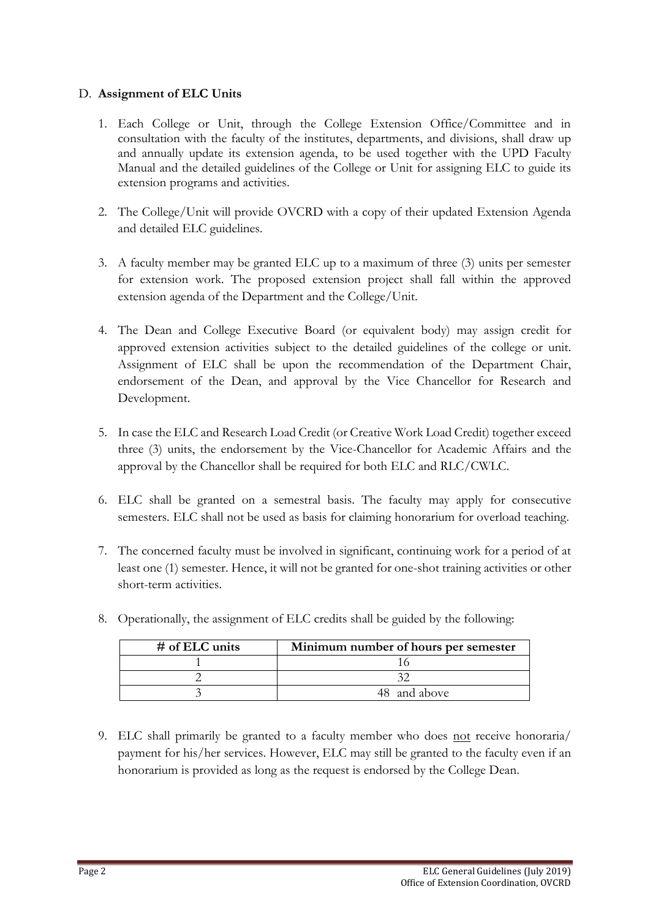## D. **Assignment of ELC Units**

1. Each College or Unit, through the College Extension Office/Committee and in consultation with the faculty of the institutes, departments, and divisions, shall draw up and annually update its extension agenda, to be used together with the UPD Faculty Manual and the detailed guidelines of the College or Unit for assigning ELC to guide its extension programs and activities.

2. The College/Unit will provide OVCRD with a copy of their updated Extension Agenda and detailed ELC guidelines.

3. A faculty member may be granted ELC up to a maximum of three (3) units per semester for extension work. The proposed extension project shall fall within the approved extension agenda of the Department and the College/Unit.

4. The Dean and College Executive Board (or equivalent body) may assign credit for approved extension activities subject to the detailed guidelines of the college or unit. Assignment of ELC shall be upon the recommendation of the Department Chair, endorsement of the Dean, and approval by the Vice Chancellor for Research and Development.

5. In case the ELC and Research Load Credit (or Creative Work Load Credit) together exceed three (3) units, the endorsement by the Vice-Chancellor for Academic Affairs and the approval by the Chancellor shall be required for both ELC and RLC/CWLC.

6. ELC shall be granted on a semestral basis. The faculty may apply for consecutive semesters. ELC shall not be used as basis for claiming honorarium for overload teaching.

7. The concerned faculty must be involved in significant, continuing work for a period of at least one (1) semester. Hence, it will not be granted for one-shot training activities or other short-term activities.

8. Operationally, the assignment of ELC credits shall be guided by the following:

| **# of ELC units** | **Minimum number of hours per semester** |
|---|---|
| 1 | 16 |
| 2 | 32 |
| 3 | 48 and above |

9. ELC shall primarily be granted to a faculty member who does <u>not</u> receive honoraria/ payment for his/her services. However, ELC may still be granted to the faculty even if an honorarium is provided as long as the request is endorsed by the College Dean.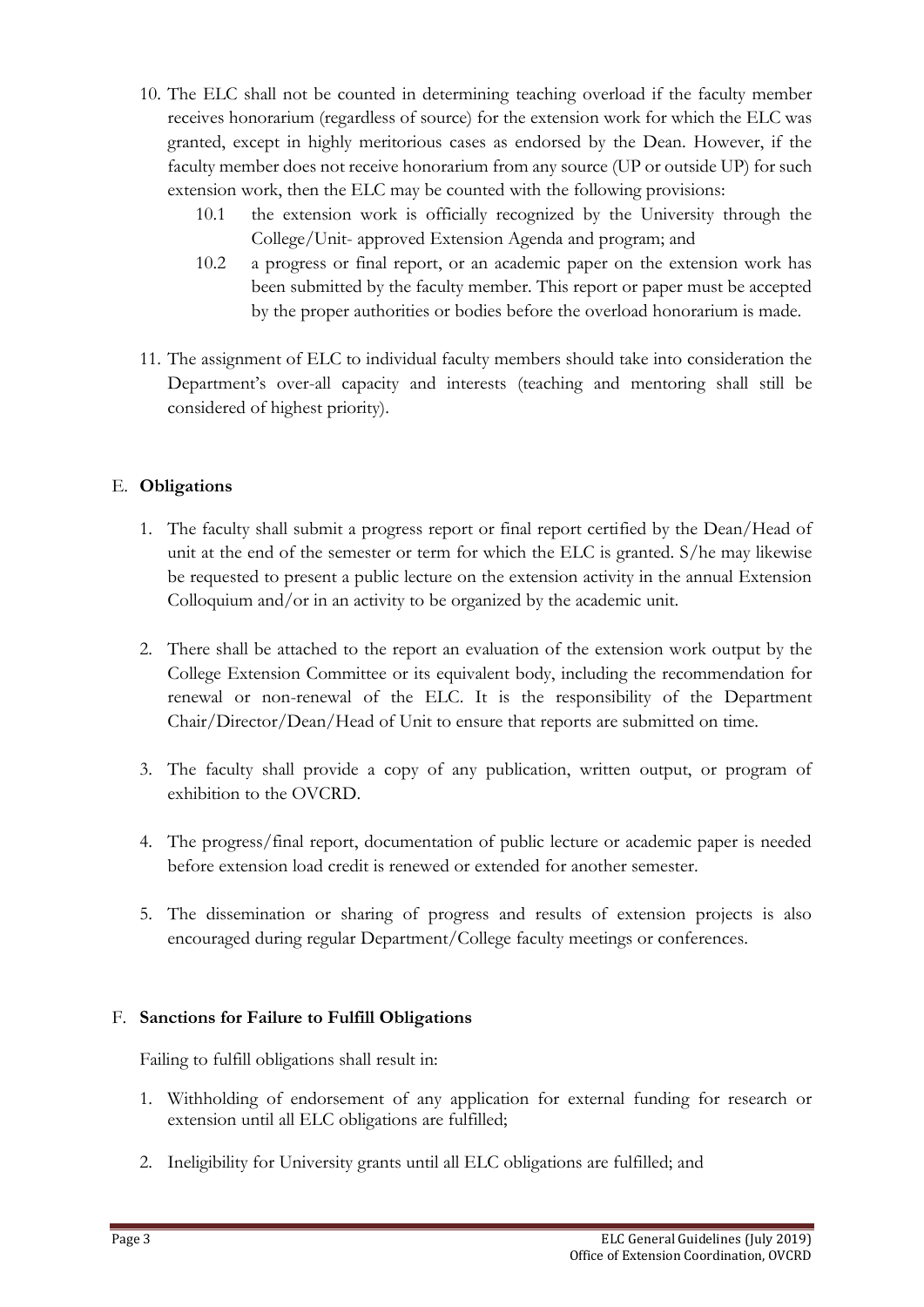10. The ELC shall not be counted in determining teaching overload if the faculty member receives honorarium (regardless of source) for the extension work for which the ELC was granted, except in highly meritorious cases as endorsed by the Dean. However, if the faculty member does not receive honorarium from any source (UP or outside UP) for such extension work, then the ELC may be counted with the following provisions:
    - 10.1 the extension work is officially recognized by the University through the College/Unit- approved Extension Agenda and program; and
    - 10.2 a progress or final report, or an academic paper on the extension work has been submitted by the faculty member. This report or paper must be accepted by the proper authorities or bodies before the overload honorarium is made.

11. The assignment of ELC to individual faculty members should take into consideration the Department's over-all capacity and interests (teaching and mentoring shall still be considered of highest priority).

## E. **Obligations**

1. The faculty shall submit a progress report or final report certified by the Dean/Head of unit at the end of the semester or term for which the ELC is granted. S/he may likewise be requested to present a public lecture on the extension activity in the annual Extension Colloquium and/or in an activity to be organized by the academic unit.

2. There shall be attached to the report an evaluation of the extension work output by the College Extension Committee or its equivalent body, including the recommendation for renewal or non-renewal of the ELC. It is the responsibility of the Department Chair/Director/Dean/Head of Unit to ensure that reports are submitted on time.

3. The faculty shall provide a copy of any publication, written output, or program of exhibition to the OVCRD.

4. The progress/final report, documentation of public lecture or academic paper is needed before extension load credit is renewed or extended for another semester.

5. The dissemination or sharing of progress and results of extension projects is also encouraged during regular Department/College faculty meetings or conferences.

## F. **Sanctions for Failure to Fulfill Obligations**

Failing to fulfill obligations shall result in:

1. Withholding of endorsement of any application for external funding for research or extension until all ELC obligations are fulfilled;

2. Ineligibility for University grants until all ELC obligations are fulfilled; and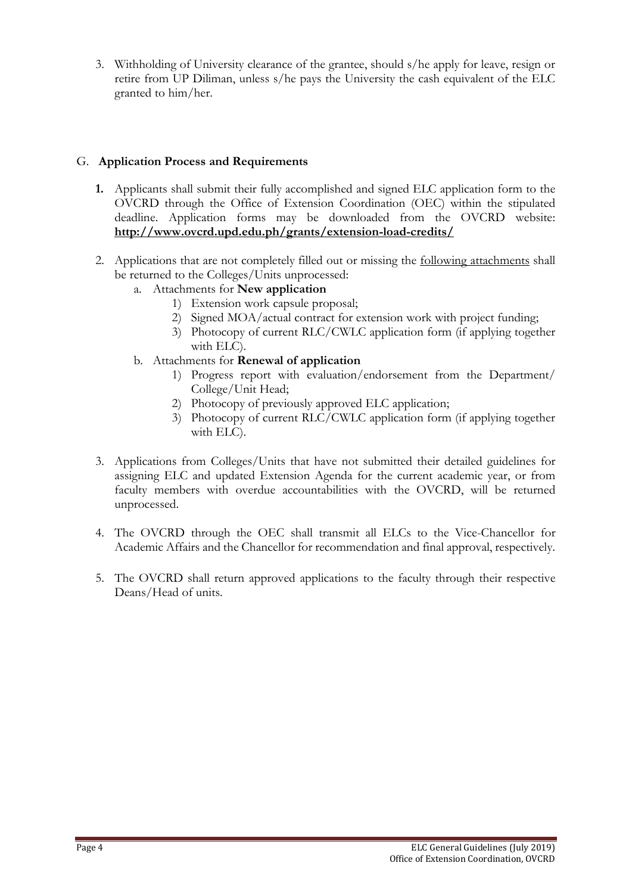3. Withholding of University clearance of the grantee, should s/he apply for leave, resign or retire from UP Diliman, unless s/he pays the University the cash equivalent of the ELC granted to him/her.

## G. **Application Process and Requirements**

1. Applicants shall submit their fully accomplished and signed ELC application form to the OVCRD through the Office of Extension Coordination (OEC) within the stipulated deadline. Application forms may be downloaded from the OVCRD website: **http://www.ovcrd.upd.edu.ph/grants/extension-load-credits/**

2. Applications that are not completely filled out or missing the following attachments shall be returned to the Colleges/Units unprocessed:
   a. Attachments for **New application**
      1) Extension work capsule proposal;
      2) Signed MOA/actual contract for extension work with project funding;
      3) Photocopy of current RLC/CWLC application form (if applying together with ELC).
   
   b. Attachments for **Renewal of application**
      1) Progress report with evaluation/endorsement from the Department/ College/Unit Head;
      2) Photocopy of previously approved ELC application;
      3) Photocopy of current RLC/CWLC application form (if applying together with ELC).

3. Applications from Colleges/Units that have not submitted their detailed guidelines for assigning ELC and updated Extension Agenda for the current academic year, or from faculty members with overdue accountabilities with the OVCRD, will be returned unprocessed.

4. The OVCRD through the OEC shall transmit all ELCs to the Vice-Chancellor for Academic Affairs and the Chancellor for recommendation and final approval, respectively.

5. The OVCRD shall return approved applications to the faculty through their respective Deans/Head of units.